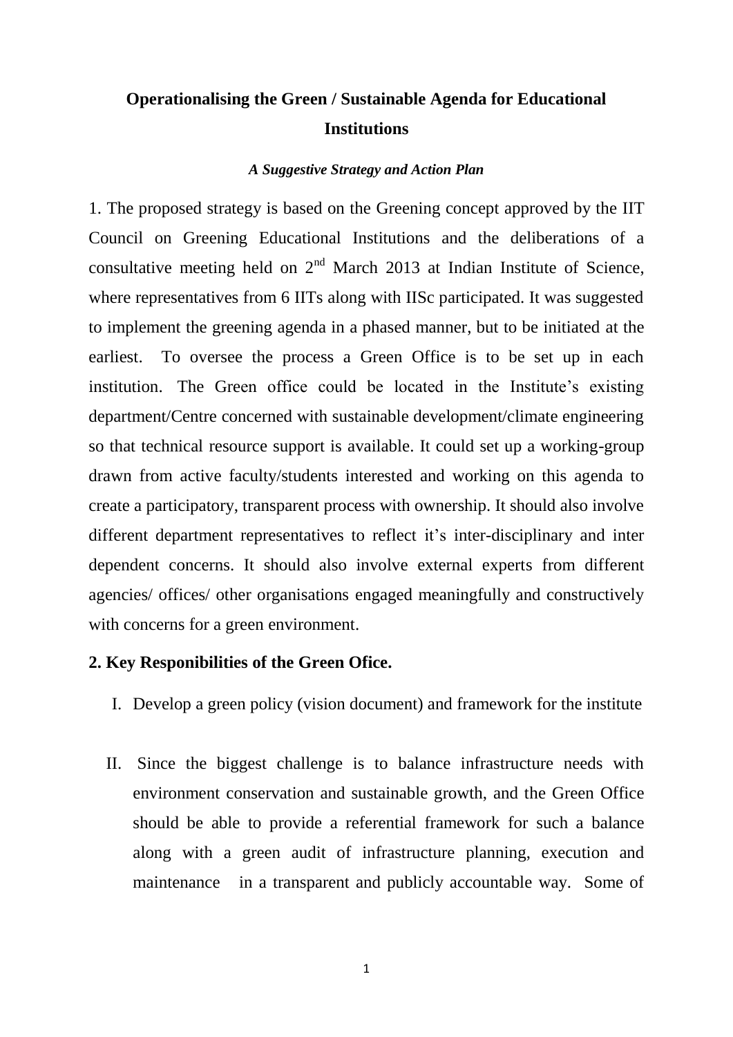# Operationalising the Green / Sustainable Agenda for Educational Institutions

***A Suggestive Strategy and Action Plan***

1. The proposed strategy is based on the Greening concept approved by the IIT Council on Greening Educational Institutions and the deliberations of a consultative meeting held on 2nd March 2013 at Indian Institute of Science, where representatives from 6 IITs along with IISc participated. It was suggested to implement the greening agenda in a phased manner, but to be initiated at the earliest. To oversee the process a Green Office is to be set up in each institution. The Green office could be located in the Institute's existing department/Centre concerned with sustainable development/climate engineering so that technical resource support is available. It could set up a working-group drawn from active faculty/students interested and working on this agenda to create a participatory, transparent process with ownership. It should also involve different department representatives to reflect it's inter-disciplinary and inter dependent concerns. It should also involve external experts from different agencies/ offices/ other organisations engaged meaningfully and constructively with concerns for a green environment.

**2. Key Responibilities of the Green Ofice.**

I. Develop a green policy (vision document) and framework for the institute

II. Since the biggest challenge is to balance infrastructure needs with environment conservation and sustainable growth, and the Green Office should be able to provide a referential framework for such a balance along with a green audit of infrastructure planning, execution and maintenance in a transparent and publicly accountable way. Some of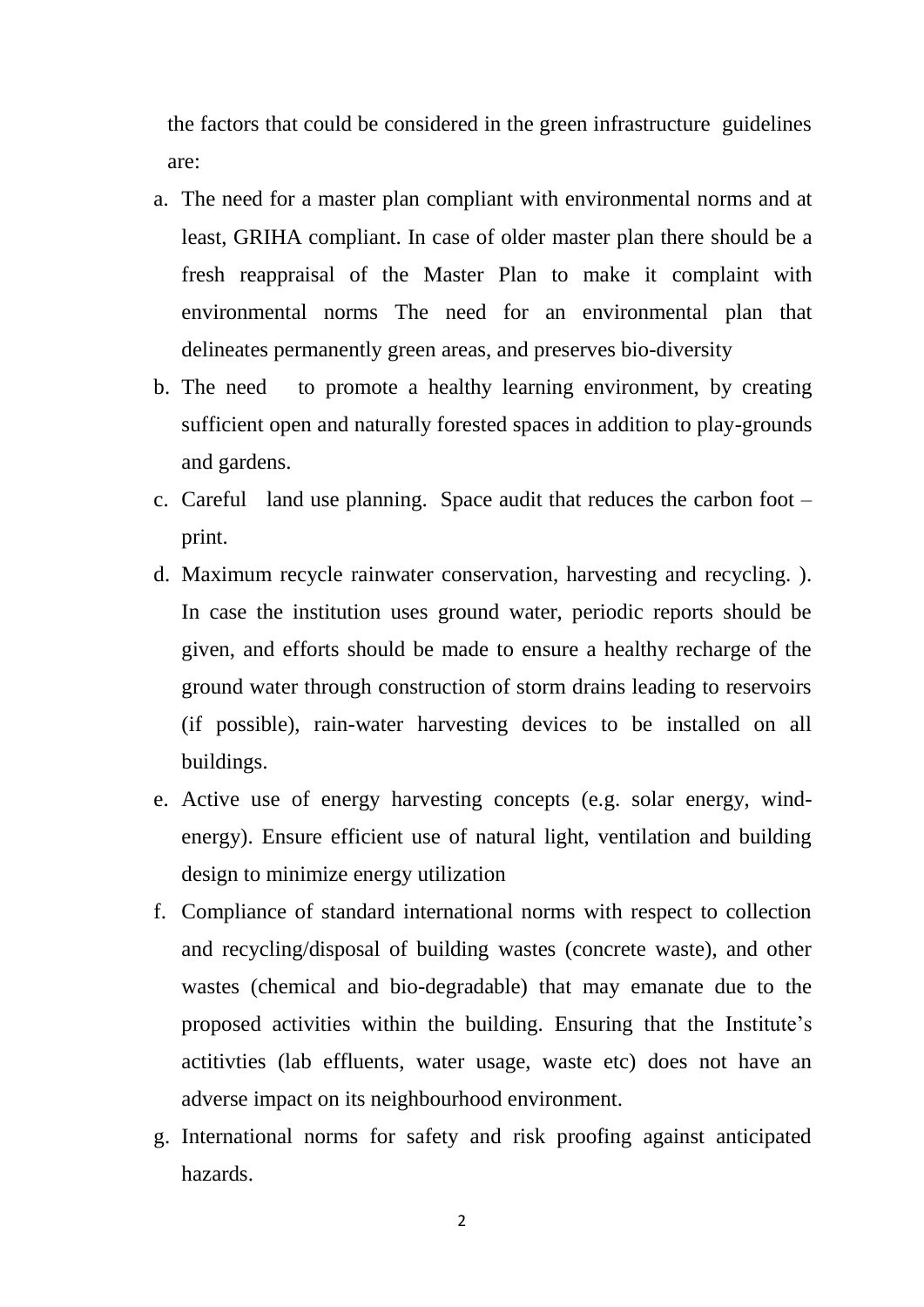the factors that could be considered in the green infrastructure guidelines are:

a. The need for a master plan compliant with environmental norms and at least, GRIHA compliant. In case of older master plan there should be a fresh reappraisal of the Master Plan to make it complaint with environmental norms The need for an environmental plan that delineates permanently green areas, and preserves bio-diversity
b. The need to promote a healthy learning environment, by creating sufficient open and naturally forested spaces in addition to play-grounds and gardens.
c. Careful land use planning. Space audit that reduces the carbon foot – print.
d. Maximum recycle rainwater conservation, harvesting and recycling. ). In case the institution uses ground water, periodic reports should be given, and efforts should be made to ensure a healthy recharge of the ground water through construction of storm drains leading to reservoirs (if possible), rain-water harvesting devices to be installed on all buildings.
e. Active use of energy harvesting concepts (e.g. solar energy, wind-energy). Ensure efficient use of natural light, ventilation and building design to minimize energy utilization
f. Compliance of standard international norms with respect to collection and recycling/disposal of building wastes (concrete waste), and other wastes (chemical and bio-degradable) that may emanate due to the proposed activities within the building. Ensuring that the Institute's actitivties (lab effluents, water usage, waste etc) does not have an adverse impact on its neighbourhood environment.
g. International norms for safety and risk proofing against anticipated hazards.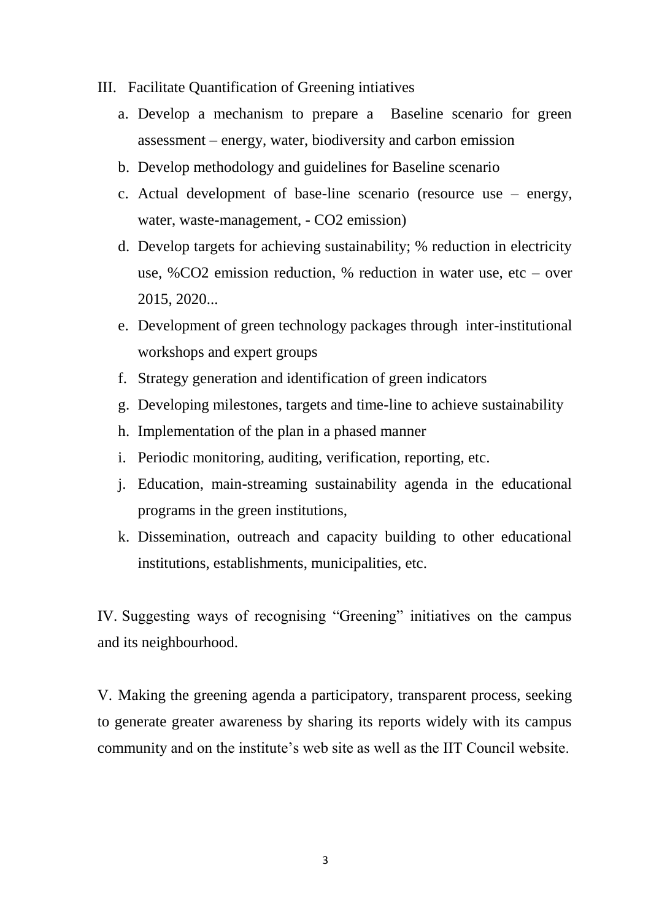III. Facilitate Quantification of Greening intiatives

a. Develop a mechanism to prepare a Baseline scenario for green assessment – energy, water, biodiversity and carbon emission
b. Develop methodology and guidelines for Baseline scenario
c. Actual development of base-line scenario (resource use – energy, water, waste-management, - $CO_2$ emission)
d. Develop targets for achieving sustainability; % reduction in electricity use, %$CO_2$ emission reduction, % reduction in water use, etc – over 2015, 2020...
e. Development of green technology packages through inter-institutional workshops and expert groups
f. Strategy generation and identification of green indicators
g. Developing milestones, targets and time-line to achieve sustainability
h. Implementation of the plan in a phased manner
i. Periodic monitoring, auditing, verification, reporting, etc.
j. Education, main-streaming sustainability agenda in the educational programs in the green institutions,
k. Dissemination, outreach and capacity building to other educational institutions, establishments, municipalities, etc.

IV. Suggesting ways of recognising "Greening" initiatives on the campus and its neighbourhood.

V. Making the greening agenda a participatory, transparent process, seeking to generate greater awareness by sharing its reports widely with its campus community and on the institute's web site as well as the IIT Council website.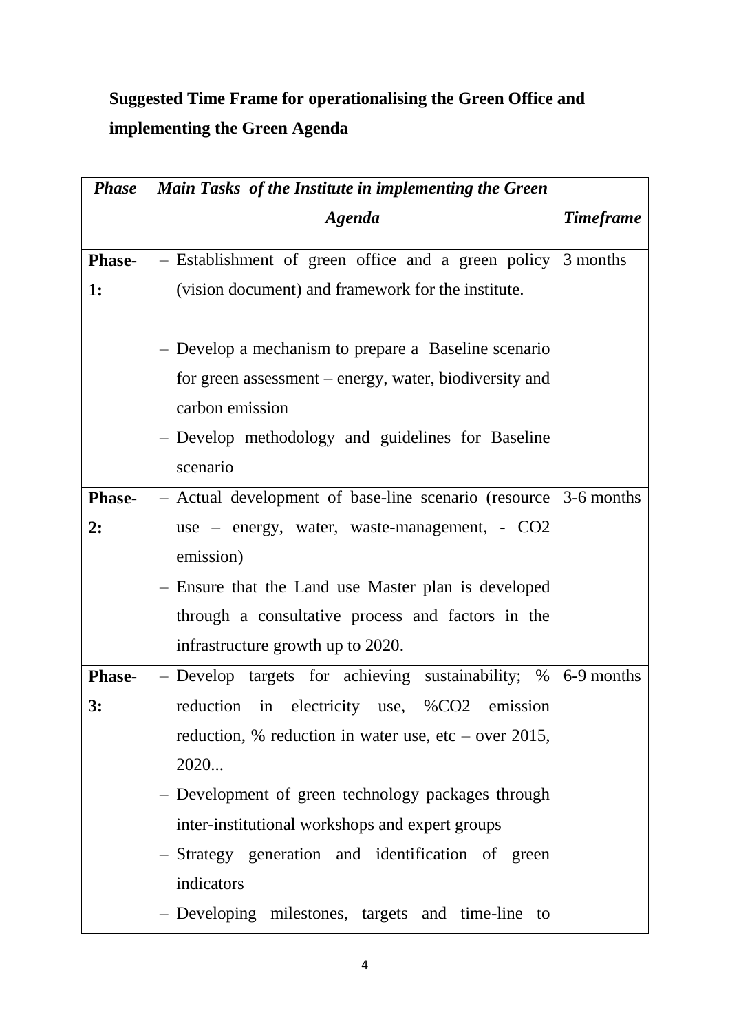**Suggested Time Frame for operationalising the Green Office and implementing the Green Agenda**

| *Phase* | *Main Tasks of the Institute in implementing the Green Agenda* | *Timeframe* |
|---|---|---|
| **Phase-1:** | – Establishment of green office and a green policy (vision document) and framework for the institute.<br><br>– Develop a mechanism to prepare a Baseline scenario for green assessment – energy, water, biodiversity and carbon emission<br>– Develop methodology and guidelines for Baseline scenario | 3 months |
| **Phase-2:** | – Actual development of base-line scenario (resource use – energy, water, waste-management, - $CO_2$ emission)<br>– Ensure that the Land use Master plan is developed through a consultative process and factors in the infrastructure growth up to 2020. | 3-6 months |
| **Phase-3:** | – Develop targets for achieving sustainability; % reduction in electricity use, %$CO_2$ emission reduction, % reduction in water use, etc – over 2015, 2020...<br>– Development of green technology packages through inter-institutional workshops and expert groups<br>– Strategy generation and identification of green indicators<br>– Developing milestones, targets and time-line to | 6-9 months |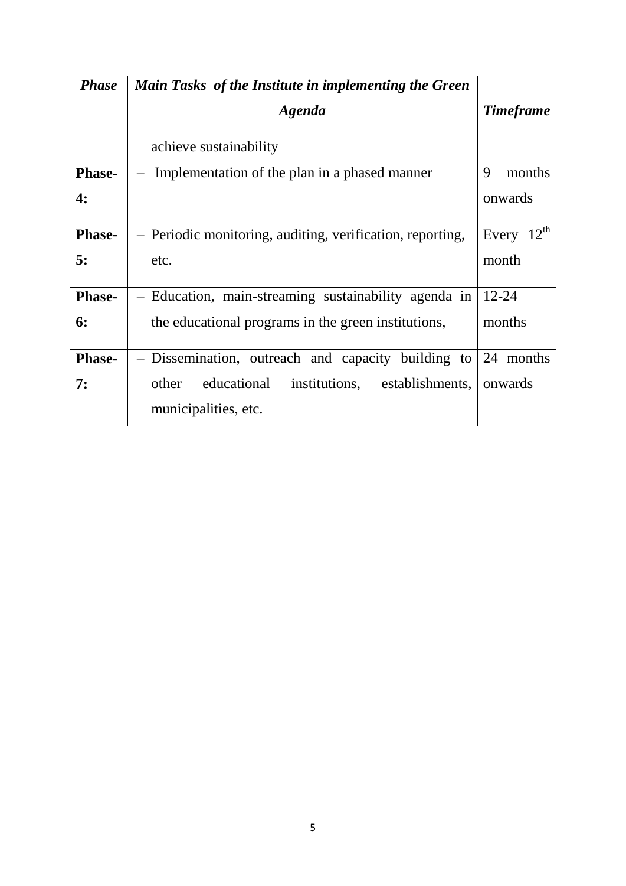| *Phase* | *Main Tasks of the Institute in implementing the Green Agenda* | *Timeframe* |
|---|---|---|
| | achieve sustainability | |
| **Phase-4:** | – Implementation of the plan in a phased manner | 9 months onwards |
| **Phase-5:** | – Periodic monitoring, auditing, verification, reporting, etc. | Every 12th month |
| **Phase-6:** | – Education, main-streaming sustainability agenda in the educational programs in the green institutions, | 12-24 months |
| **Phase-7:** | – Dissemination, outreach and capacity building to other educational institutions, establishments, municipalities, etc. | 24 months onwards |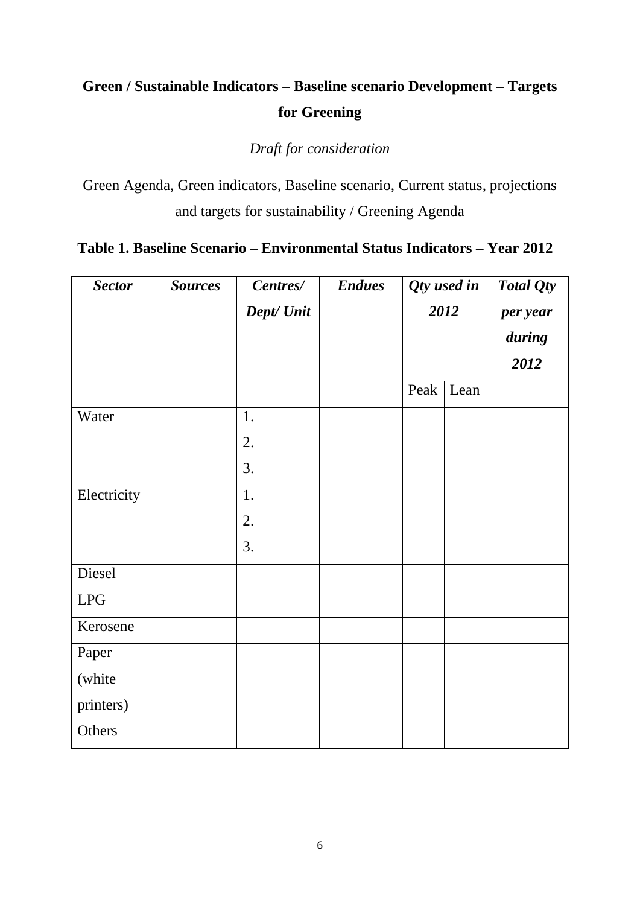# Green / Sustainable Indicators – Baseline scenario Development – Targets for Greening

*Draft for consideration*

Green Agenda, Green indicators, Baseline scenario, Current status, projections and targets for sustainability / Greening Agenda

**Table 1. Baseline Scenario – Environmental Status Indicators – Year 2012**

| ***Sector*** | ***Sources*** | ***Centres/ Dept/ Unit*** | ***Endues*** | ***Qty used in 2012*** | | ***Total Qty per year during 2012*** |
|---|---|---|---|---|---|---|
| | | | | Peak | Lean | |
| Water | | 1.<br>2.<br>3. | | | | |
| Electricity | | 1.<br>2.<br>3. | | | | |
| Diesel | | | | | | |
| LPG | | | | | | |
| Kerosene | | | | | | |
| Paper (white printers) | | | | | | |
| Others | | | | | | |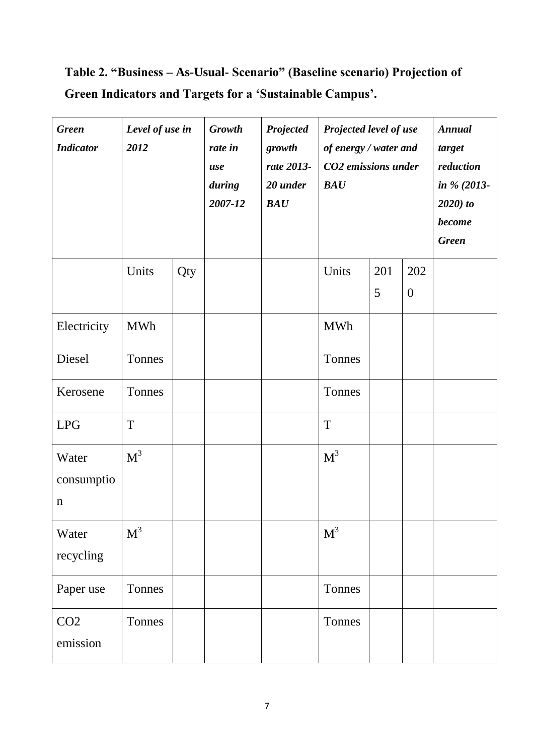**Table 2. "Business – As-Usual- Scenario" (Baseline scenario) Projection of Green Indicators and Targets for a 'Sustainable Campus'.**

| ***Green Indicator*** | ***Level of use in 2012*** | | ***Growth rate in use during 2007-12*** | ***Projected growth rate 2013-20 under BAU*** | ***Projected level of use of energy / water and CO2 emissions under BAU*** | | | ***Annual target reduction in % (2013-2020) to become Green*** |
|---|---|---|---|---|---|---|---|---|
| | Units | Qty | | | Units | 2015 | 2020 | |
| Electricity | MWh | | | | MWh | | | |
| Diesel | Tonnes | | | | Tonnes | | | |
| Kerosene | Tonnes | | | | Tonnes | | | |
| LPG | T | | | | T | | | |
| Water consumption | $M^3$ | | | | $M^3$ | | | |
| Water recycling | $M^3$ | | | | $M^3$ | | | |
| Paper use | Tonnes | | | | Tonnes | | | |
| $CO_2$ emission | Tonnes | | | | Tonnes | | | |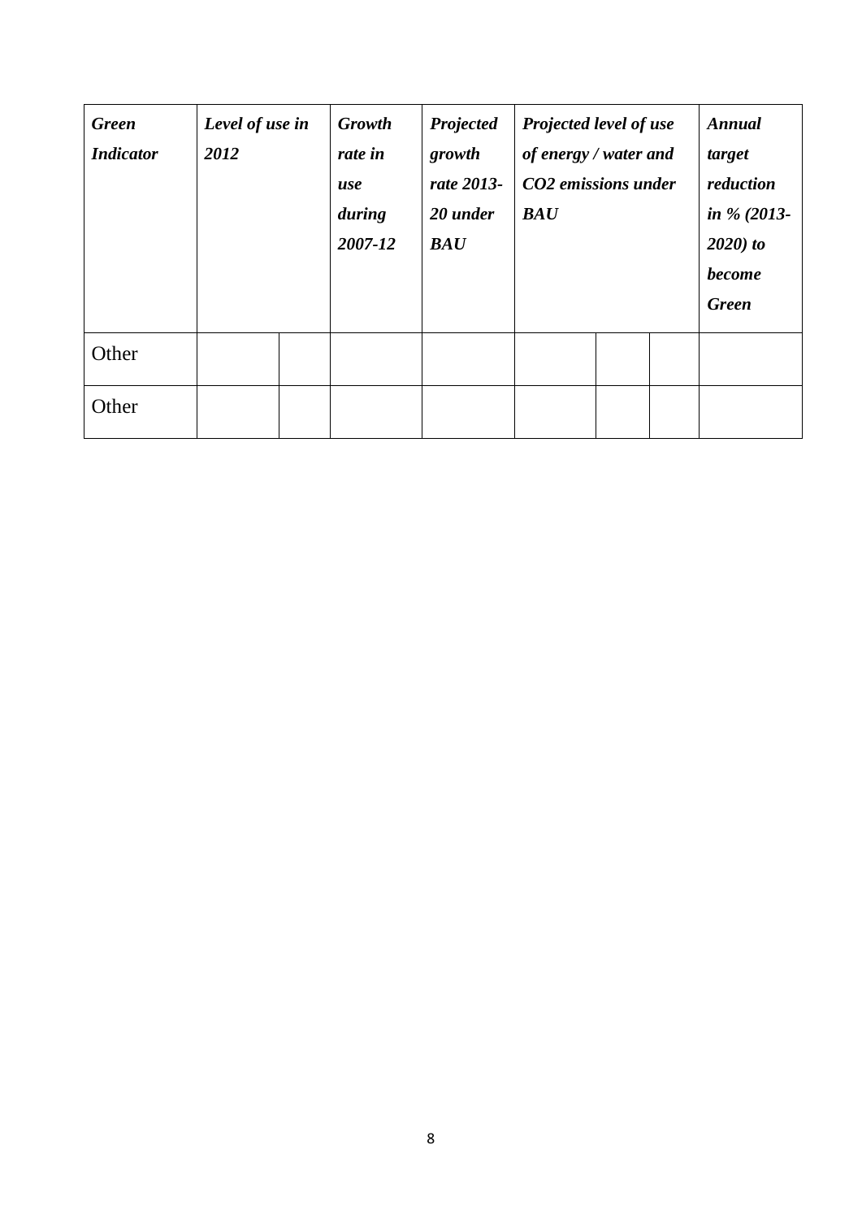| ***Green Indicator*** | ***Level of use in 2012*** | | ***Growth rate in use during 2007-12*** | ***Projected growth rate 2013-20 under BAU*** | ***Projected level of use of energy / water and CO2 emissions under BAU*** | | | ***Annual target reduction in % (2013-2020) to become Green*** |
|---|---|---|---|---|---|---|---|---|
| Other | | | | | | | | |
| Other | | | | | | | | |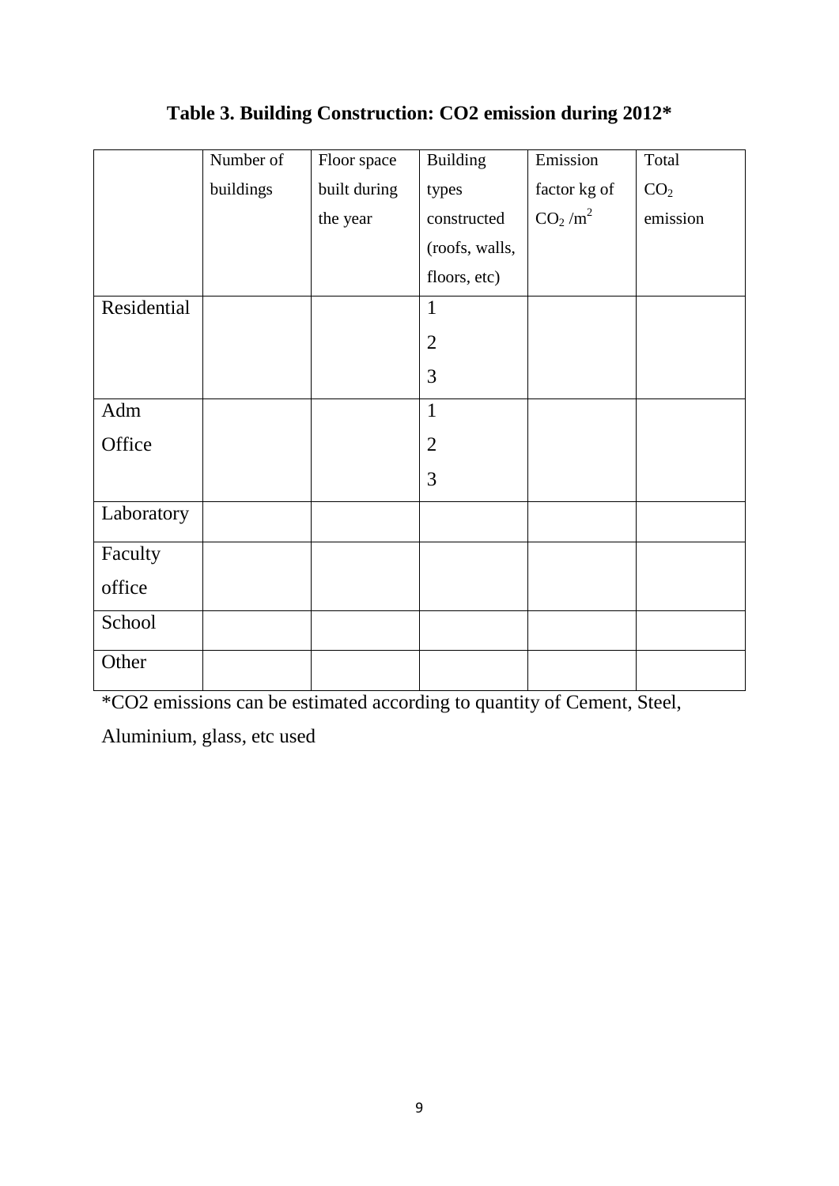**Table 3. Building Construction: CO2 emission during 2012***

| | Number of buildings | Floor space built during the year | Building types constructed (roofs, walls, floors, etc) | Emission factor kg of $CO_2$ /$m^2$ | Total $CO_2$ emission |
|---|---|---|---|---|---|
| Residential | | | 1<br>2<br>3 | | |
| Adm Office | | | 1<br>2<br>3 | | |
| Laboratory | | | | | |
| Faculty office | | | | | |
| School | | | | | |
| Other | | | | | |

*CO2 emissions can be estimated according to quantity of Cement, Steel, Aluminium, glass, etc used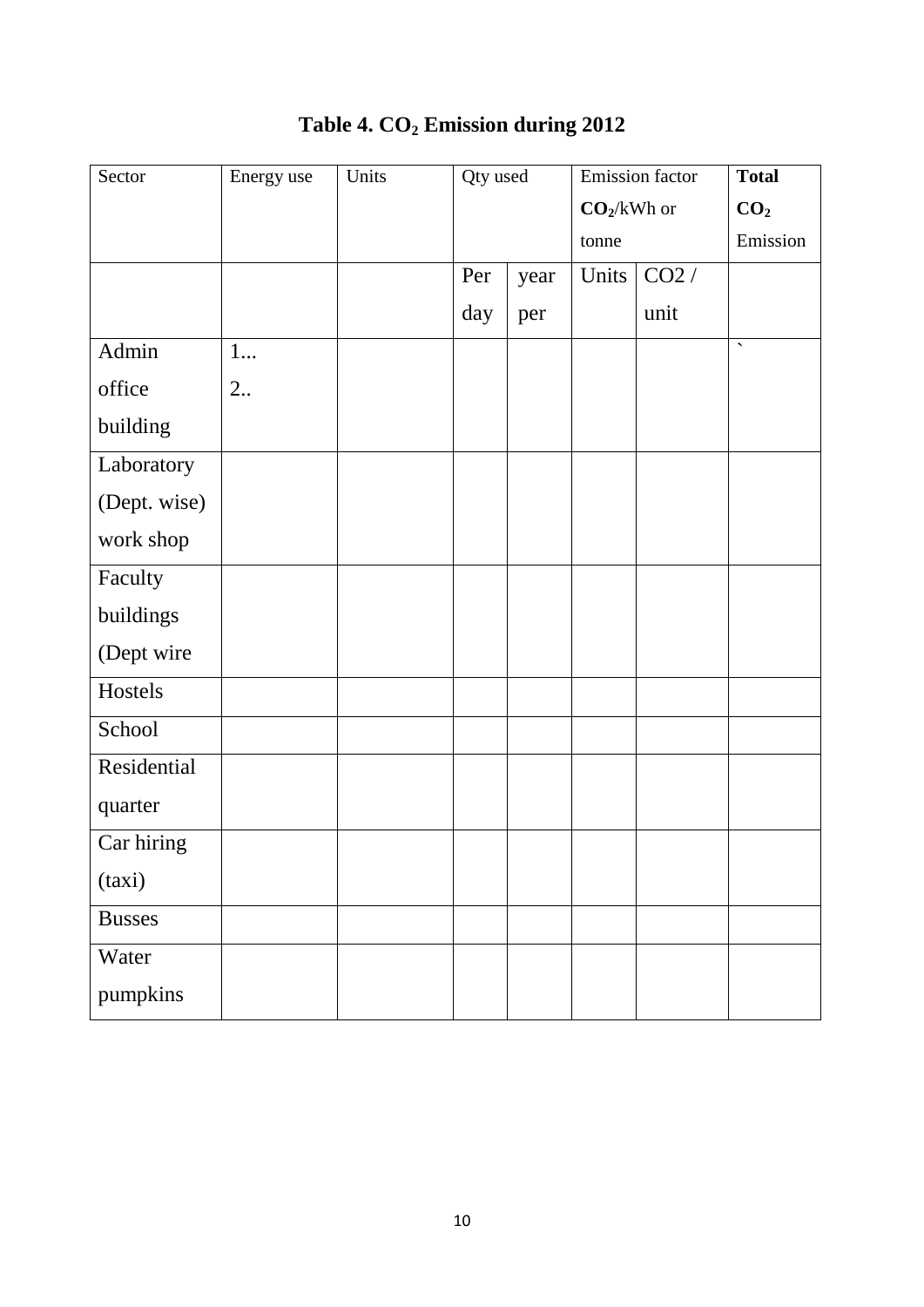**Table 4. $CO_2$ Emission during 2012**

| Sector | Energy use | Units | Qty used | | Emission factor $CO_2$/kWh or tonne | | Total $CO_2$ Emission |
|---|---|---|---|---|---|---|---|
| | | | Per day | year per | Units | CO2 / unit | |
| Admin office building | 1... 2.. | | | | | | ` |
| Laboratory (Dept. wise) work shop | | | | | | | |
| Faculty buildings (Dept wire | | | | | | | |
| Hostels | | | | | | | |
| School | | | | | | | |
| Residential quarter | | | | | | | |
| Car hiring (taxi) | | | | | | | |
| Busses | | | | | | | |
| Water pumpkins | | | | | | | |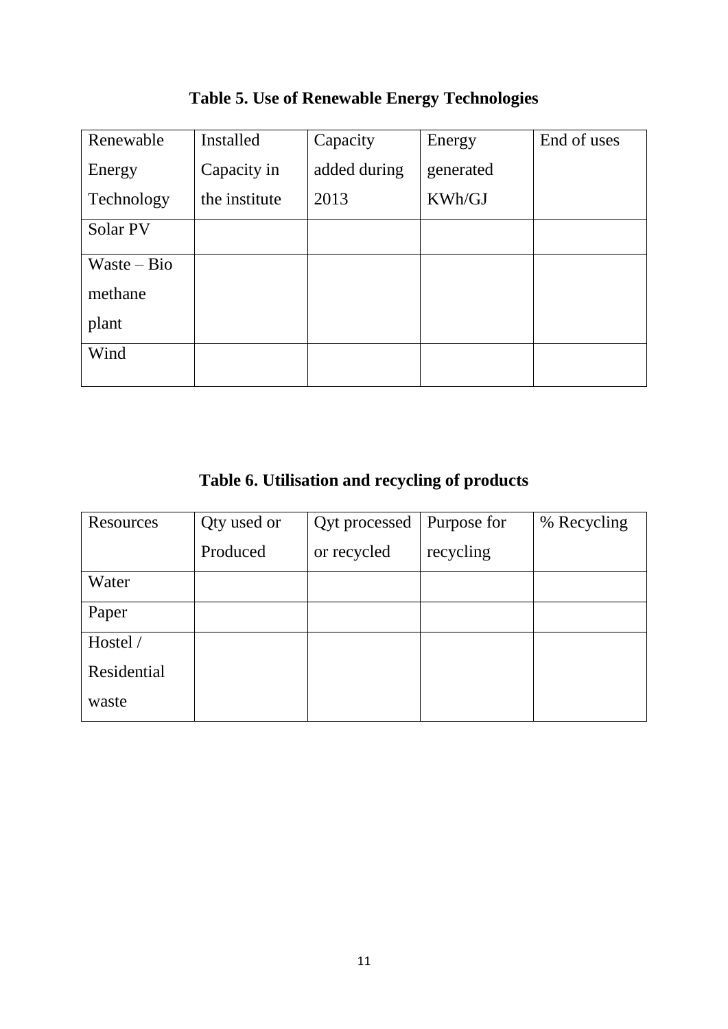**Table 5. Use of Renewable Energy Technologies**

| Renewable Energy Technology | Installed Capacity in the institute | Capacity added during 2013 | Energy generated KWh/GJ | End of uses |
|---|---|---|---|---|
| Solar PV | | | | |
| Waste – Bio methane plant | | | | |
| Wind | | | | |

**Table 6. Utilisation and recycling of products**

| Resources | Qty used or Produced | Qyt processed or recycled | Purpose for recycling | % Recycling |
|---|---|---|---|---|
| Water | | | | |
| Paper | | | | |
| Hostel / Residential waste | | | | |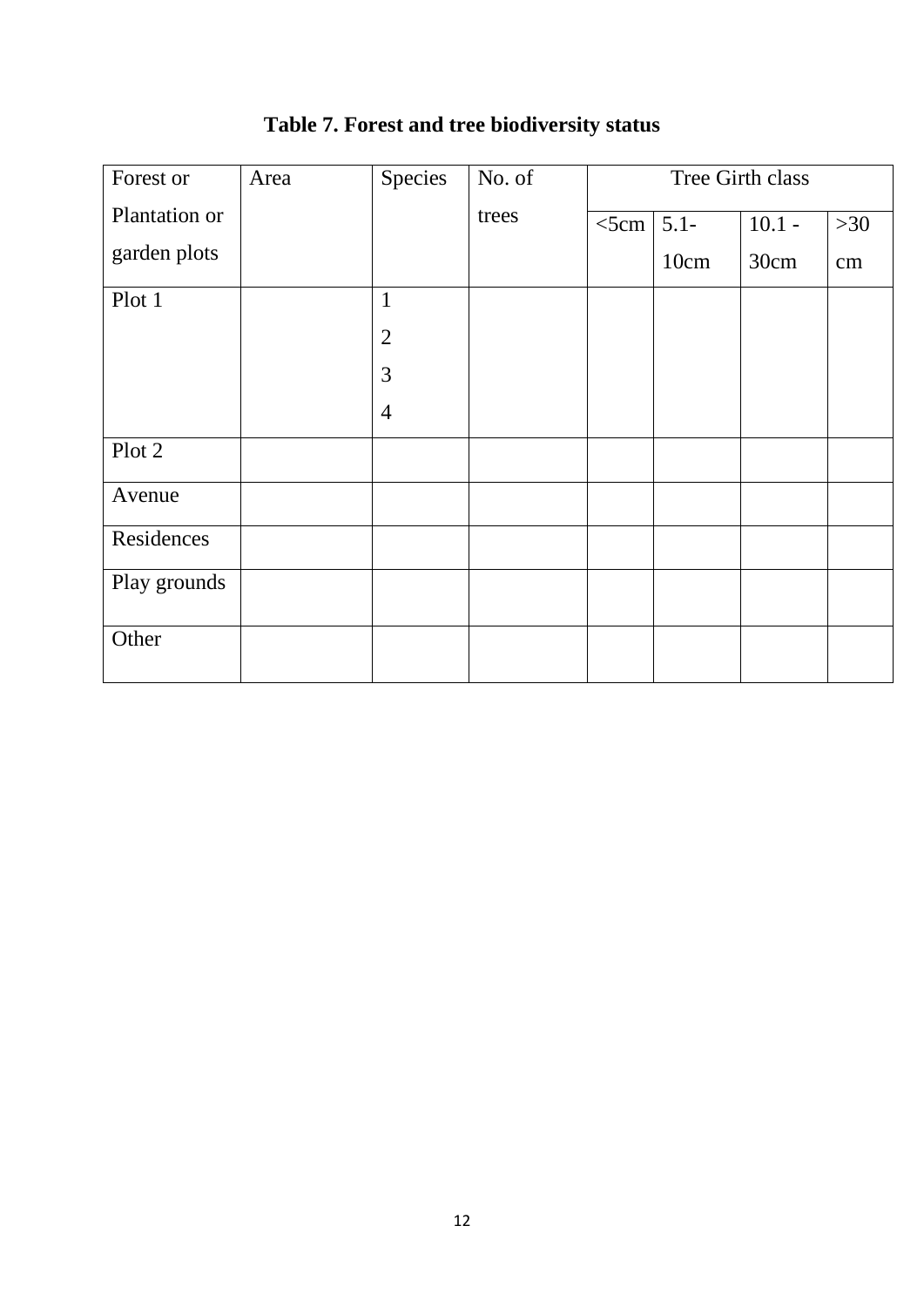**Table 7. Forest and tree biodiversity status**

| Forest or Plantation or garden plots | Area | Species | No. of trees | Tree Girth class | | | |
|---|---|---|---|---|---|---|---|
| | | | | <5cm | 5.1-10cm | 10.1 - 30cm | >30 cm |
| Plot 1 | | 1<br>2<br>3<br>4 | | | | | |
| Plot 2 | | | | | | | |
| Avenue | | | | | | | |
| Residences | | | | | | | |
| Play grounds | | | | | | | |
| Other | | | | | | | |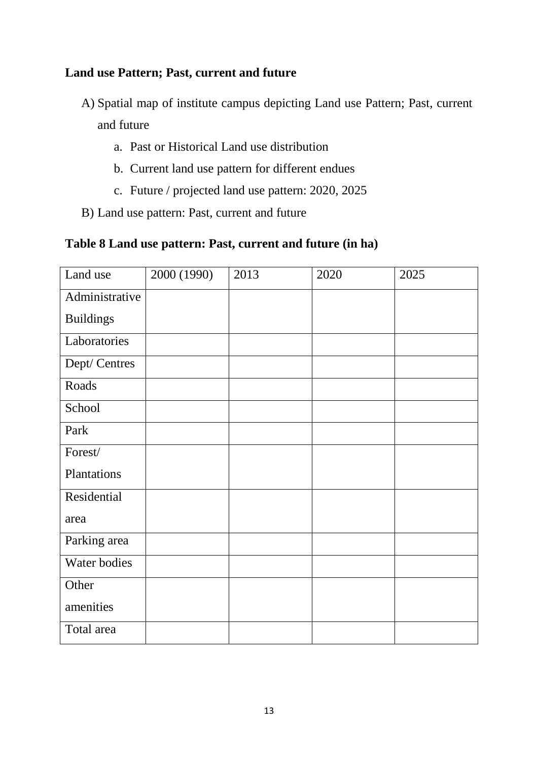**Land use Pattern; Past, current and future**

A) Spatial map of institute campus depicting Land use Pattern; Past, current and future
   a. Past or Historical Land use distribution
   b. Current land use pattern for different endues
   c. Future / projected land use pattern: 2020, 2025

B) Land use pattern: Past, current and future

**Table 8 Land use pattern: Past, current and future (in ha)**

| Land use | 2000 (1990) | 2013 | 2020 | 2025 |
|---|---|---|---|---|
| Administrative Buildings | | | | |
| Laboratories | | | | |
| Dept/ Centres | | | | |
| Roads | | | | |
| School | | | | |
| Park | | | | |
| Forest/ Plantations | | | | |
| Residential area | | | | |
| Parking area | | | | |
| Water bodies | | | | |
| Other amenities | | | | |
| Total area | | | | |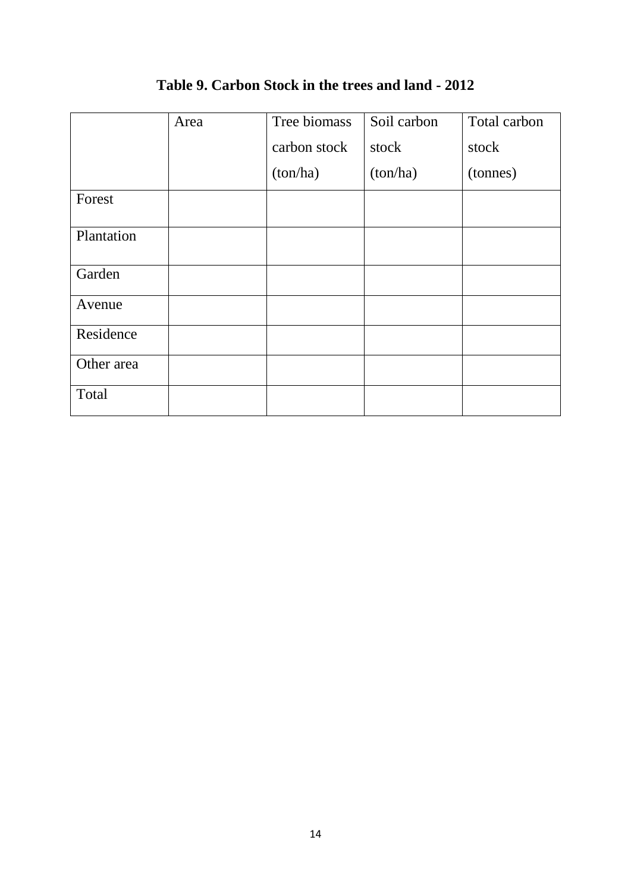**Table 9. Carbon Stock in the trees and land - 2012**

| | Area | Tree biomass carbon stock (ton/ha) | Soil carbon stock (ton/ha) | Total carbon stock (tonnes) |
|---|---|---|---|---|
| Forest | | | | |
| Plantation | | | | |
| Garden | | | | |
| Avenue | | | | |
| Residence | | | | |
| Other area | | | | |
| Total | | | | |